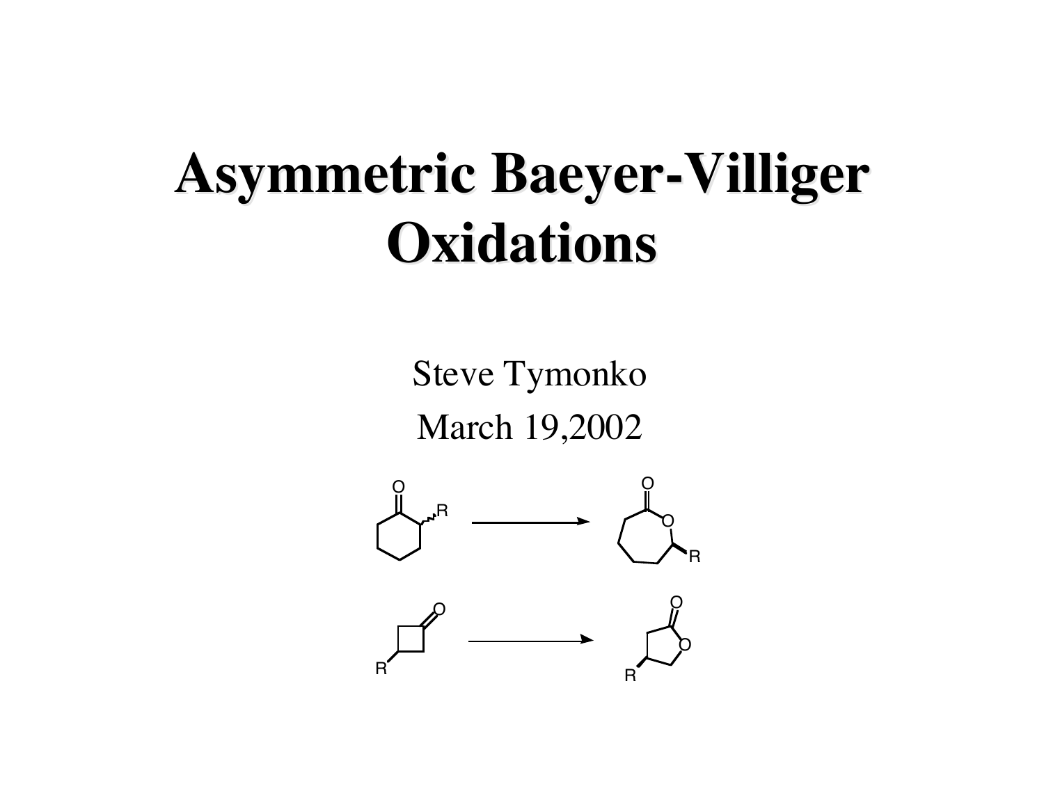# Asymmetric Baeyer-Villiger Oxidations

Steve Tymonko

March 19,2002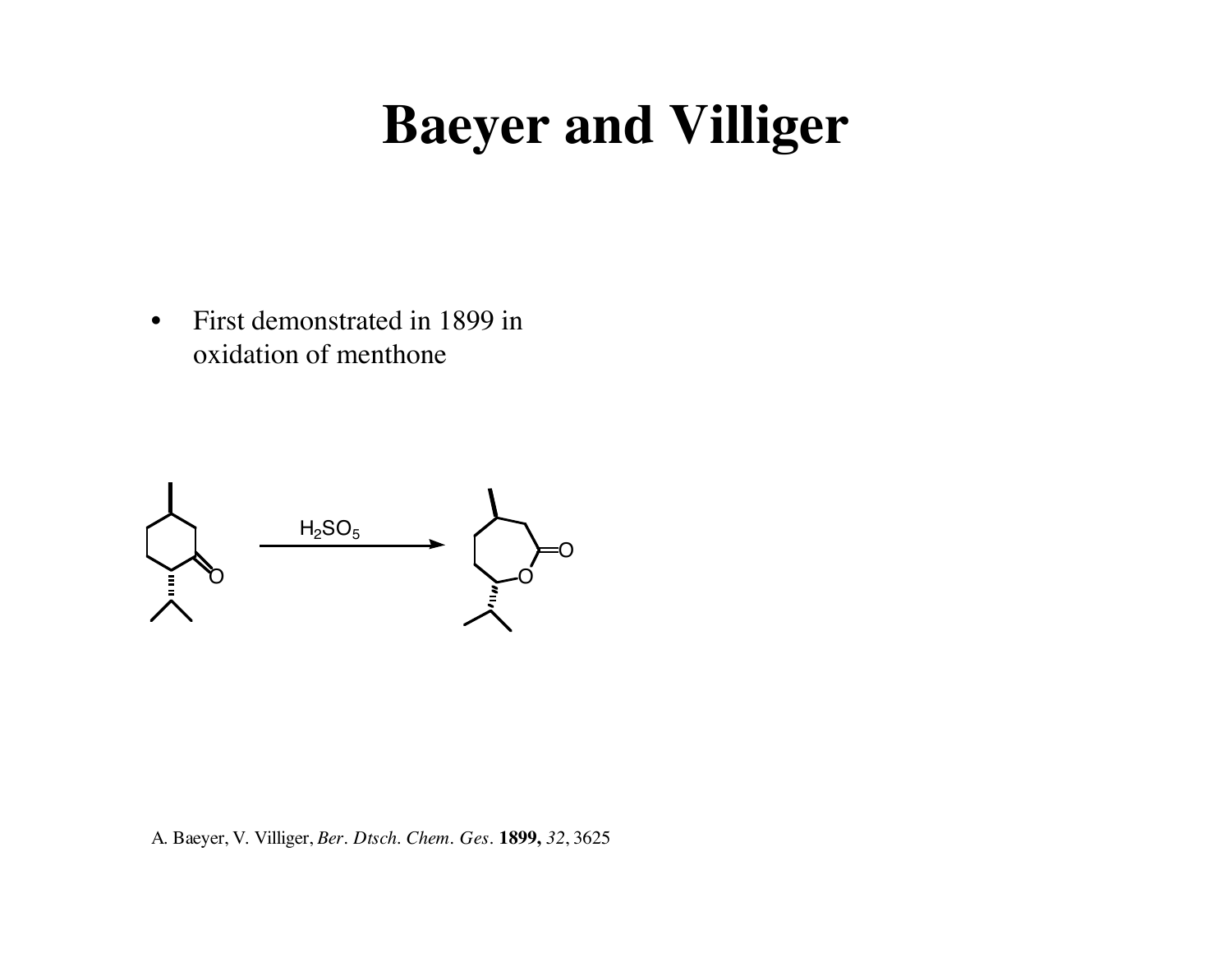# Baeyer and Villiger

- First demonstrated in 1899 in oxidation of menthone

$H_2SO_5$

A. Baeyer, V. Villiger, *Ber. Dtsch. Chem. Ges.* **1899,** *32*, 3625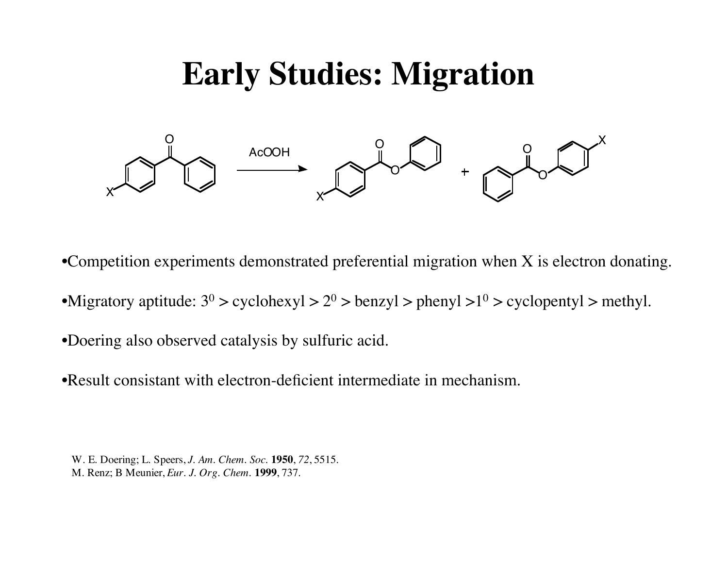# Early Studies: Migration

AcOOH

- Competition experiments demonstrated preferential migration when X is electron donating.
- Migratory aptitude: $3^0$ > cyclohexyl > $2^0$ > benzyl > phenyl >$1^0$ > cyclopentyl > methyl.
- Doering also observed catalysis by sulfuric acid.
- Result consistant with electron-deficient intermediate in mechanism.

W. E. Doering; L. Speers, *J. Am. Chem. Soc.* **1950**, *72*, 5515.
M. Renz; B Meunier, *Eur. J. Org. Chem.* **1999**, 737.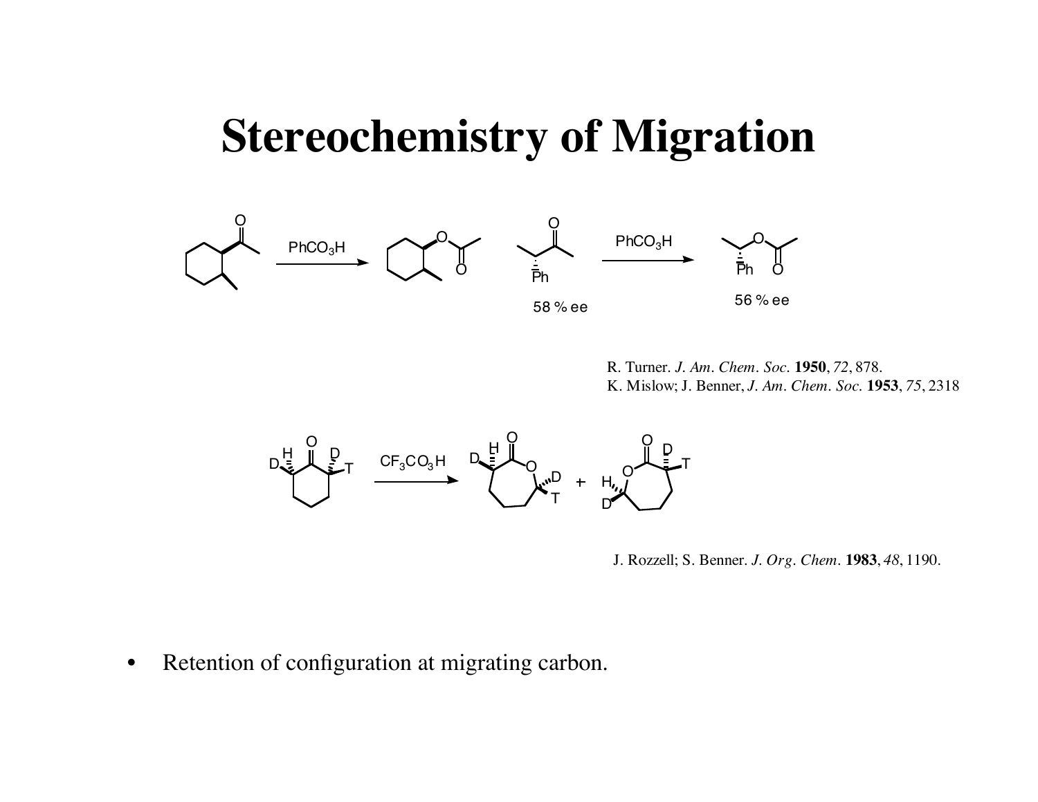# Stereochemistry of Migration

$PhCO_3H$

58 % ee

$PhCO_3H$

56 % ee

R. Turner. *J. Am. Chem. Soc.* **1950**, *72*, 878.
K. Mislow; J. Benner, *J. Am. Chem. Soc.* **1953**, *75*, 2318

$CF_3CO_3H$

J. Rozzell; S. Benner. *J. Org. Chem.* **1983**, *48*, 1190.

- Retention of configuration at migrating carbon.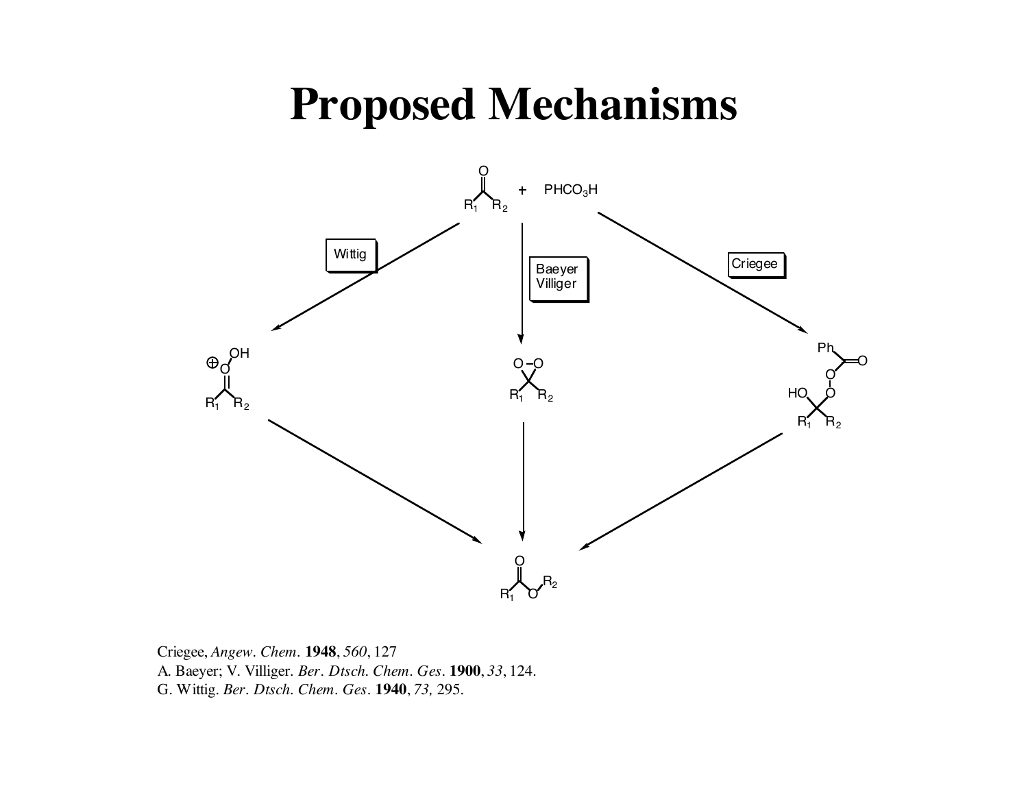# Proposed Mechanisms

Wittig

Baeyer Villiger

Criegee

Criegee, *Angew. Chem.* **1948**, *560*, 127
A. Baeyer; V. Villiger. *Ber. Dtsch. Chem. Ges.* **1900**, *33*, 124.
G. Wittig. *Ber. Dtsch. Chem. Ges.* **1940**, *73,* 295.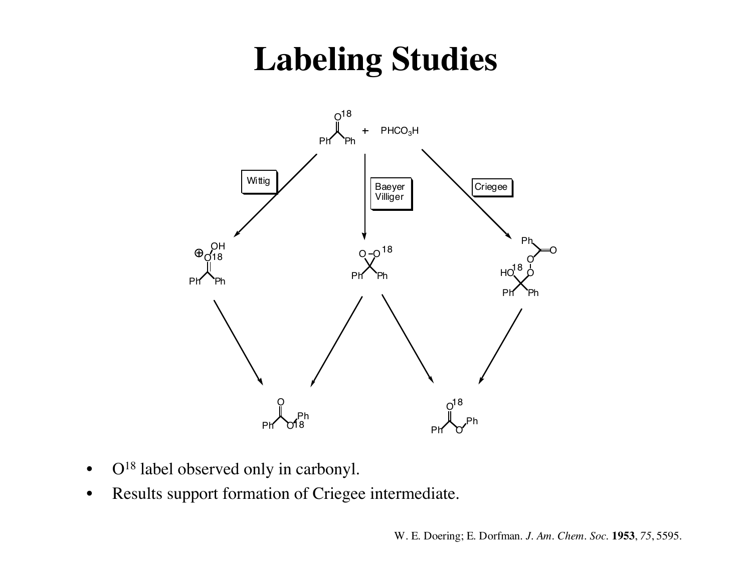# Labeling Studies

- $O^{18}$ label observed only in carbonyl.
- Results support formation of Criegee intermediate.

W. E. Doering; E. Dorfman. *J. Am. Chem. Soc.* **1953**, *75*, 5595.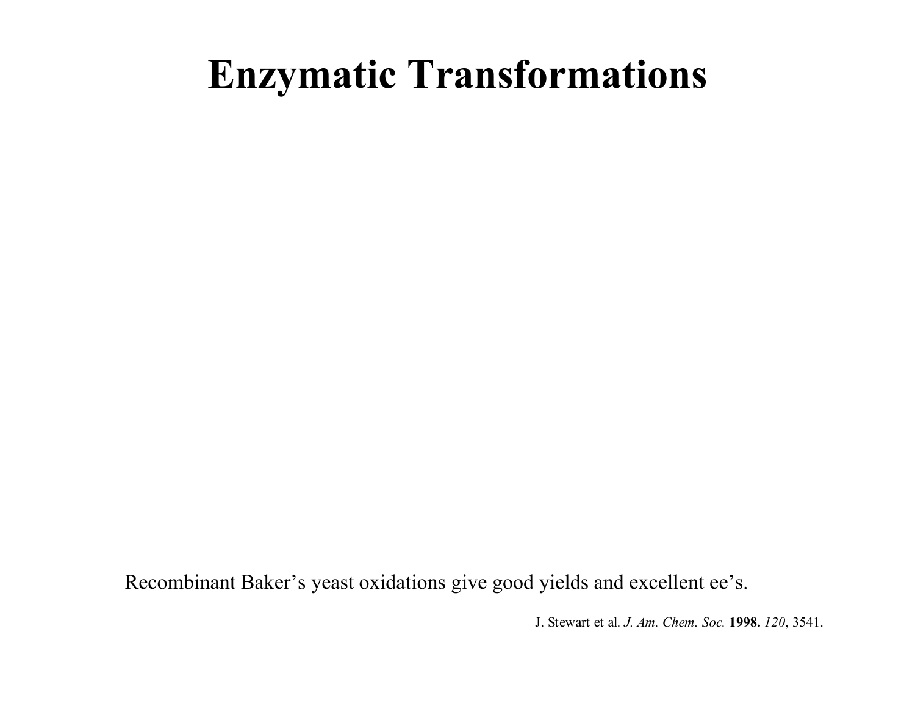# Enzymatic Transformations

Recombinant Baker's yeast oxidations give good yields and excellent ee's.

J. Stewart et al. *J. Am. Chem. Soc.* **1998.** *120*, 3541.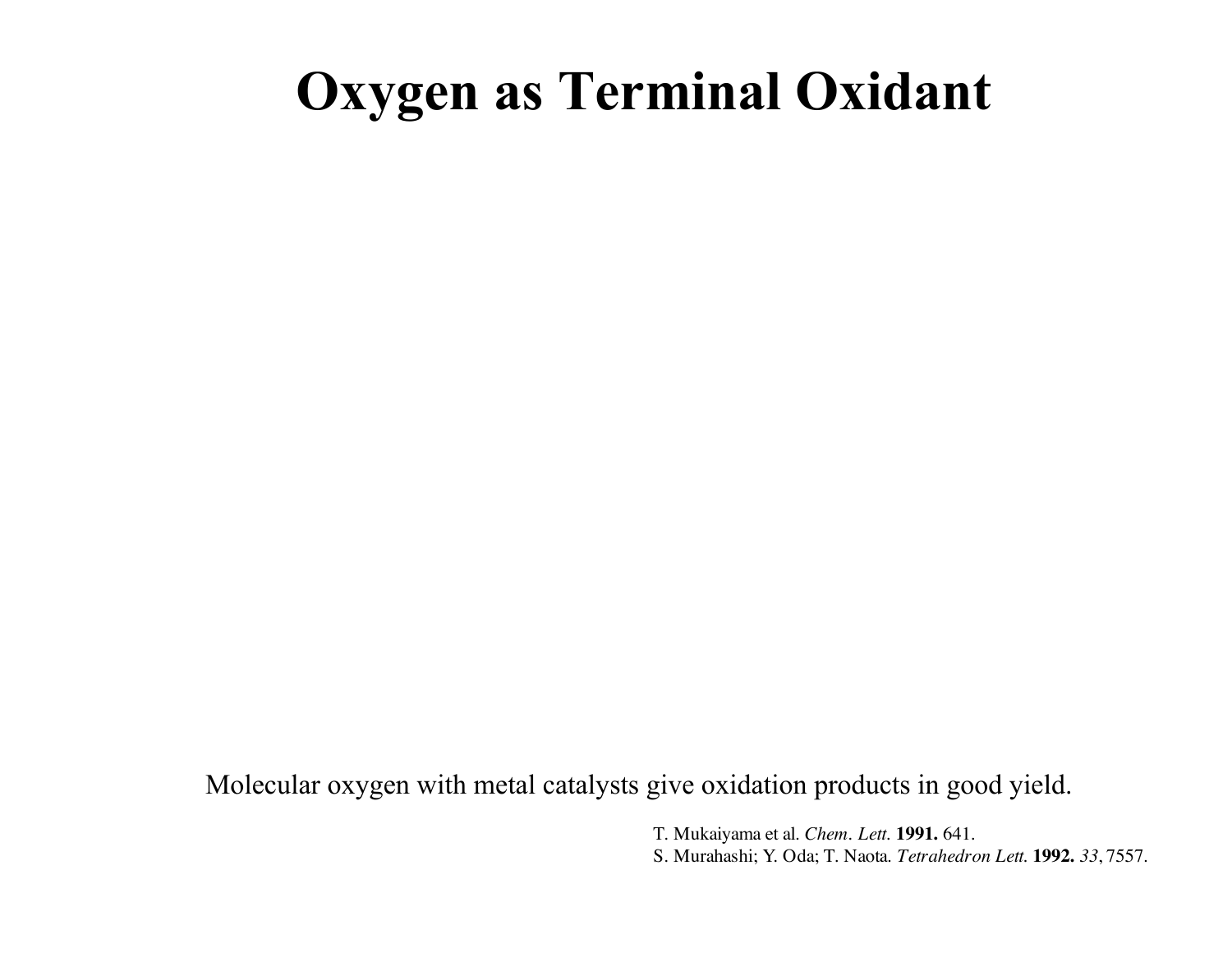# Oxygen as Terminal Oxidant

Molecular oxygen with metal catalysts give oxidation products in good yield.

T. Mukaiyama et al. *Chem. Lett.* **1991.** 641.
S. Murahashi; Y. Oda; T. Naota. *Tetrahedron Lett.* **1992.** *33*, 7557.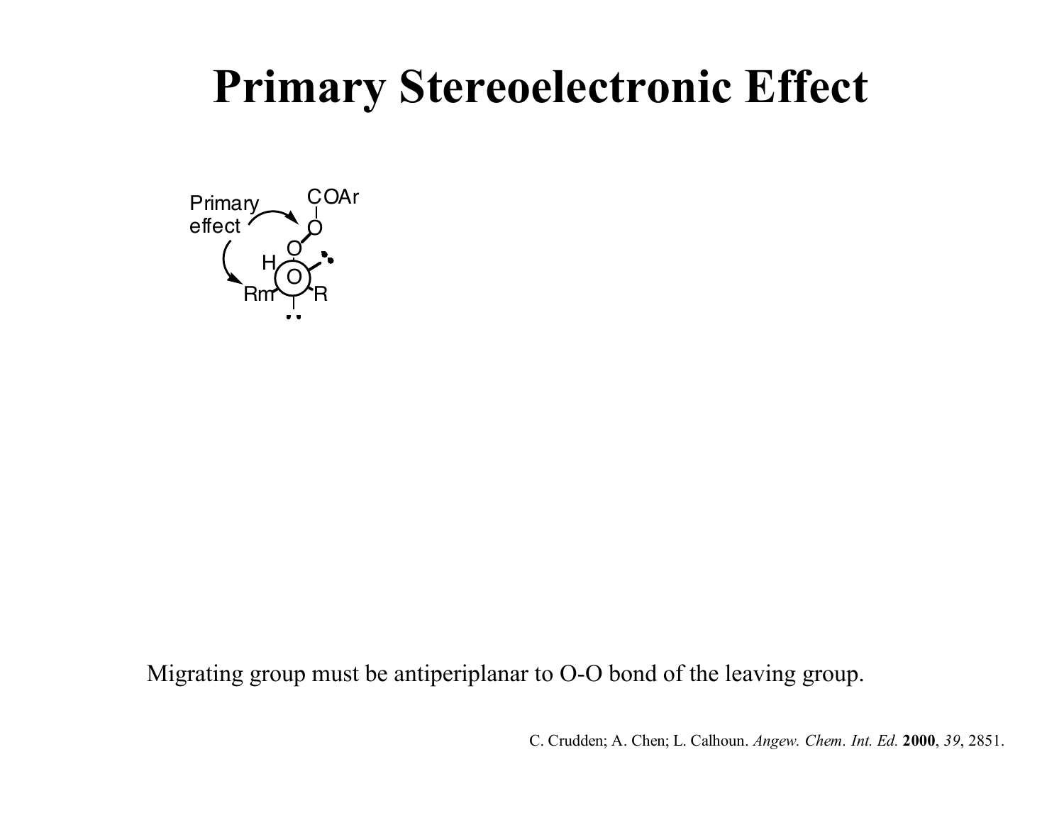# Primary Stereoelectronic Effect

Primary effect

COAr

O

O

H

O

Rm

R

Migrating group must be antiperiplanar to O-O bond of the leaving group.

C. Crudden; A. Chen; L. Calhoun. *Angew. Chem. Int. Ed.* **2000**, *39*, 2851.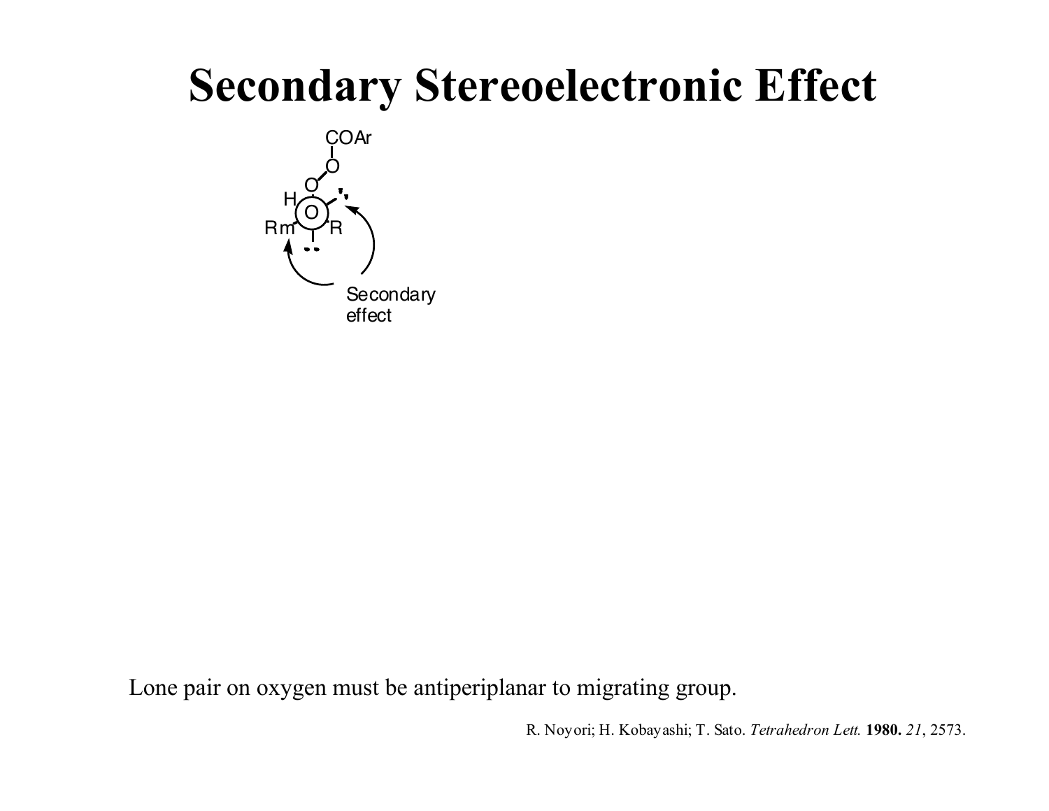# Secondary Stereoelectronic Effect

Lone pair on oxygen must be antiperiplanar to migrating group.

R. Noyori; H. Kobayashi; T. Sato. *Tetrahedron Lett.* **1980.** *21*, 2573.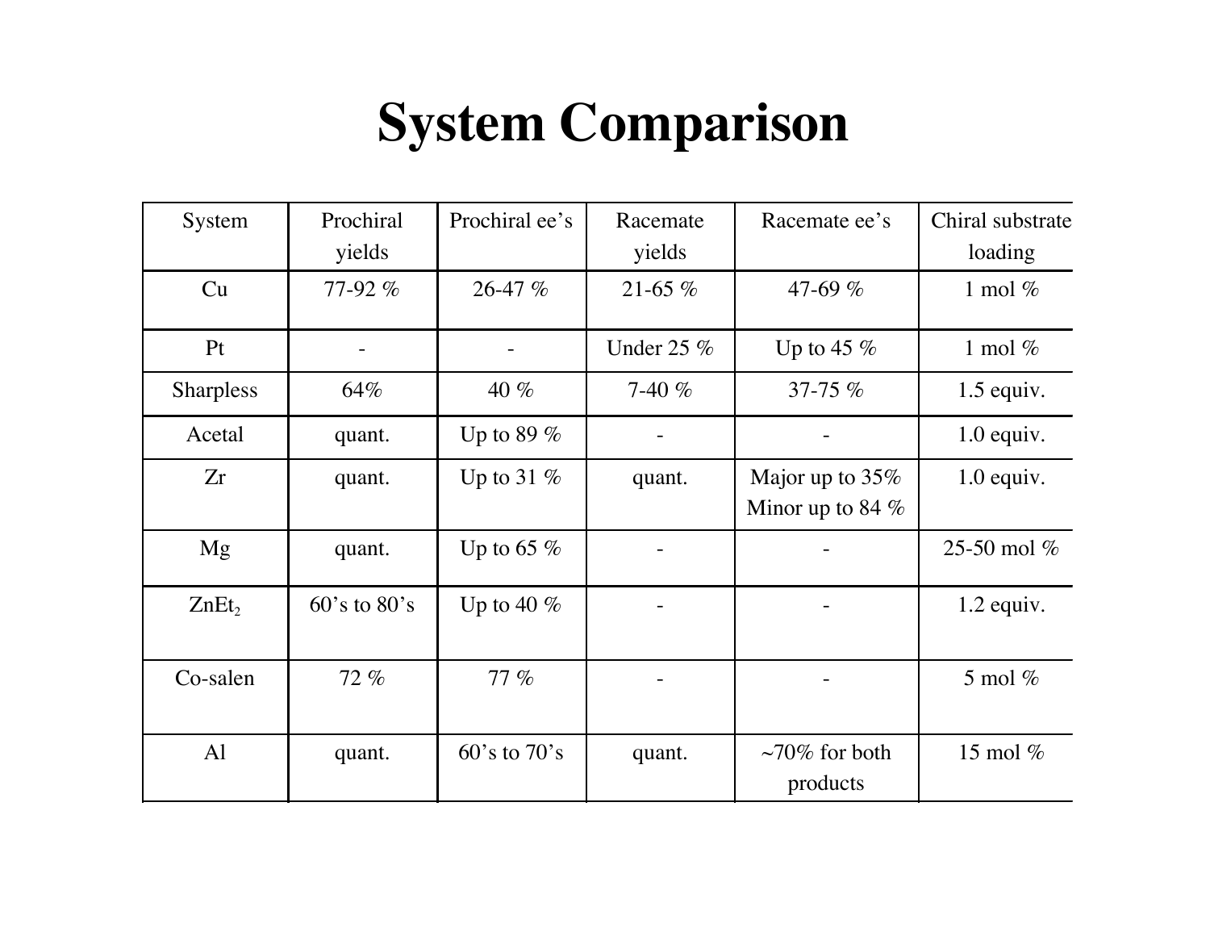# System Comparison

| System | Prochiral yields | Prochiral ee's | Racemate yields | Racemate ee's | Chiral substrate loading |
|---|---|---|---|---|---|
| Cu | 77-92 % | 26-47 % | 21-65 % | 47-69 % | 1 mol % |
| Pt | - | - | Under 25 % | Up to 45 % | 1 mol % |
| Sharpless | 64% | 40 % | 7-40 % | 37-75 % | 1.5 equiv. |
| Acetal | quant. | Up to 89 % | - | - | 1.0 equiv. |
| Zr | quant. | Up to 31 % | quant. | Major up to 35% Minor up to 84 % | 1.0 equiv. |
| Mg | quant. | Up to 65 % | - | - | 25-50 mol % |
| $ZnEt_2$ | 60's to 80's | Up to 40 % | - | - | 1.2 equiv. |
| Co-salen | 72 % | 77 % | - | - | 5 mol % |
| Al | quant. | 60's to 70's | quant. | ~70% for both products | 15 mol % |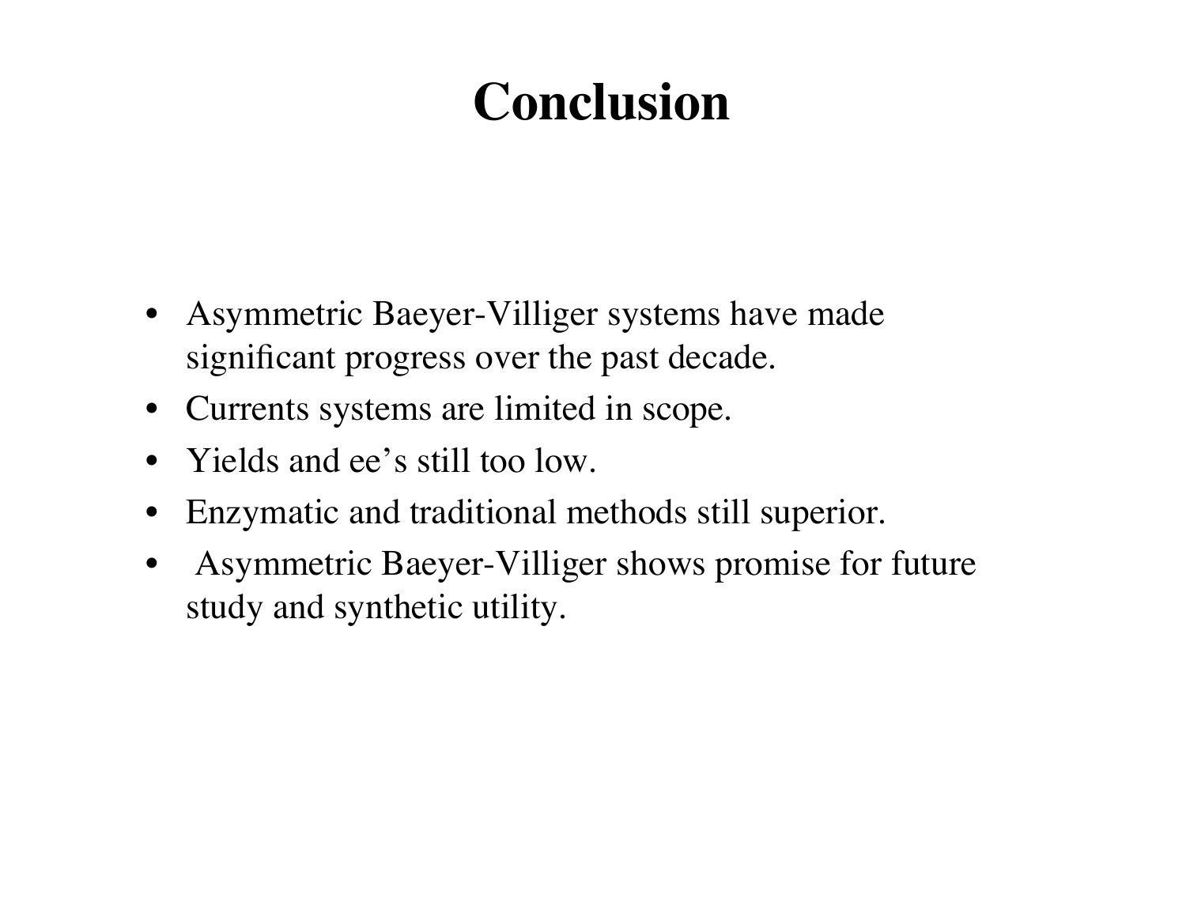# Conclusion

- Asymmetric Baeyer-Villiger systems have made significant progress over the past decade.
- Currents systems are limited in scope.
- Yields and ee's still too low.
- Enzymatic and traditional methods still superior.
- Asymmetric Baeyer-Villiger shows promise for future study and synthetic utility.